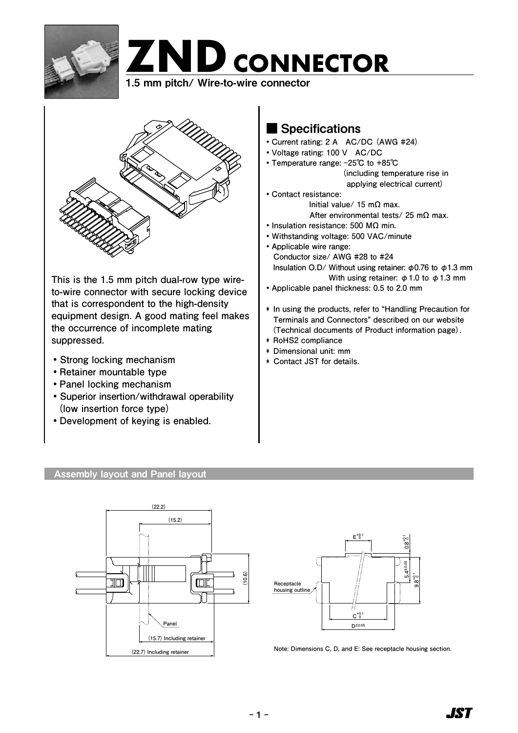# ZND CONNECTOR

**1.5 mm pitch/ Wire-to-wire connector**

This is the 1.5 mm pitch dual-row type wire-to-wire connector with secure locking device that is correspondent to the high-density equipment design. A good mating feel makes the occurrence of incomplete mating suppressed.

- Strong locking mechanism
- Retainer mountable type
- Panel locking mechanism
- Superior insertion/withdrawal operability (low insertion force type)
- Development of keying is enabled.

## Specifications

- Current rating: 2 A AC/DC (AWG #24)
- Voltage rating: 100 V AC/DC
- Temperature range: -25℃ to +85℃ (including temperature rise in applying electrical current)
- Contact resistance:
  Initial value/ 15 mΩ max.
  After environmental tests/ 25 mΩ max.
- Insulation resistance: 500 MΩ min.
- Withstanding voltage: 500 VAC/minute
- Applicable wire range:
  Conductor size/ AWG #28 to #24
  Insulation O.D/ Without using retainer: φ0.76 to φ1.3 mm
  With using retainer: φ1.0 to φ1.3 mm
- Applicable panel thickness: 0.5 to 2.0 mm

* In using the products, refer to "Handling Precaution for Terminals and Connectors" described on our website (Technical documents of Product information page).
* RoHS2 compliance
* Dimensional unit: mm
* Contact JST for details.

## Assembly layout and Panel layout

(22.2)
(15.2)
(10.6)
Panel
(15.7) Including retainer
(22.7) Including retainer

$E^{+0.1}_{0}$
$0.8^{+0.1}_{0}$
$5.4^{\pm0.05}$
$9.8^{+0.1}_{0}$
Receptacle housing outline
$C^{+0.1}_{0}$
$D^{\pm0.05}$

Note: Dimensions C, D, and E: See receptacle housing section.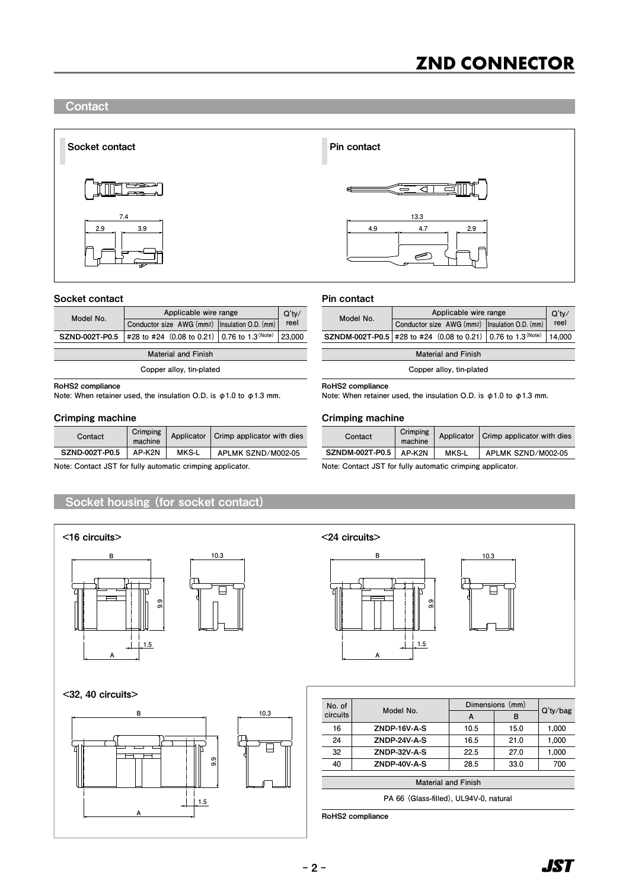## Contact

### Socket contact

### Pin contact

### Socket contact

| Model No. | Applicable wire range | | Q'ty/reel |
|---|---|---|---|
| | Conductor size AWG (mm2) | Insulation O.D. (mm) | |
| SZND-002T-P0.5 | #28 to #24 (0.08 to 0.21) | 0.76 to 1.3 (Note) | 23,000 |

| Material and Finish |
|---|
| Copper alloy, tin-plated |

RoHS2 compliance
Note: When retainer used, the insulation O.D. is φ1.0 to φ1.3 mm.

### Crimping machine

| Contact | Crimping machine | Applicator | Crimp applicator with dies |
|---|---|---|---|
| SZND-002T-P0.5 | AP-K2N | MKS-L | APLMK SZND/M002-05 |

Note: Contact JST for fully automatic crimping applicator.

### Pin contact

| Model No. | Applicable wire range | | Q'ty/reel |
|---|---|---|---|
| | Conductor size AWG (mm2) | Insulation O.D. (mm) | |
| SZNDM-002T-P0.5 | #28 to #24 (0.08 to 0.21) | 0.76 to 1.3 (Note) | 14,000 |

| Material and Finish |
|---|
| Copper alloy, tin-plated |

RoHS2 compliance
Note: When retainer used, the insulation O.D. is φ1.0 to φ1.3 mm.

### Crimping machine

| Contact | Crimping machine | Applicator | Crimp applicator with dies |
|---|---|---|---|
| SZNDM-002T-P0.5 | AP-K2N | MKS-L | APLMK SZND/M002-05 |

Note: Contact JST for fully automatic crimping applicator.

## Socket housing (for socket contact)

<16 circuits>

<24 circuits>

<32, 40 circuits>

| No. of circuits | Model No. | Dimensions (mm) | | Q'ty/bag |
|---|---|---|---|---|
| | | A | B | |
| 16 | ZNDP-16V-A-S | 10.5 | 15.0 | 1,000 |
| 24 | ZNDP-24V-A-S | 16.5 | 21.0 | 1,000 |
| 32 | ZNDP-32V-A-S | 22.5 | 27.0 | 1,000 |
| 40 | ZNDP-40V-A-S | 28.5 | 33.0 | 700 |

| Material and Finish |
|---|
| PA 66 (Glass-filled), UL94V-0, natural |

RoHS2 compliance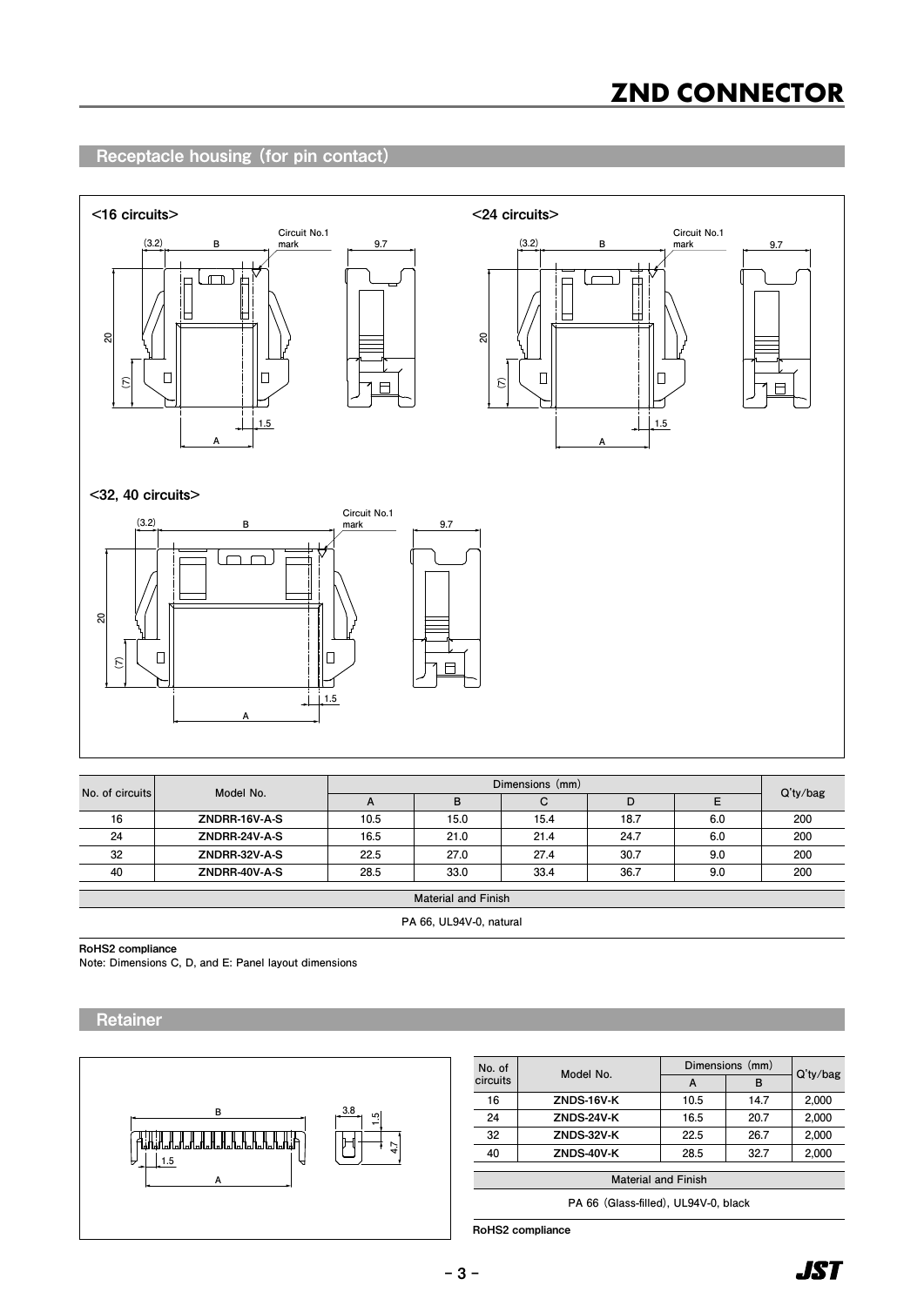## Receptacle housing (for pin contact)

<16 circuits>

<24 circuits>

<32, 40 circuits>

| No. of circuits | Model No. | Dimensions (mm) | | | | | Q'ty/bag |
|---|---|---|---|---|---|---|---|
| | | A | B | C | D | E | |
| 16 | ZNDRR-16V-A-S | 10.5 | 15.0 | 15.4 | 18.7 | 6.0 | 200 |
| 24 | ZNDRR-24V-A-S | 16.5 | 21.0 | 21.4 | 24.7 | 6.0 | 200 |
| 32 | ZNDRR-32V-A-S | 22.5 | 27.0 | 27.4 | 30.7 | 9.0 | 200 |
| 40 | ZNDRR-40V-A-S | 28.5 | 33.0 | 33.4 | 36.7 | 9.0 | 200 |

| Material and Finish |
|---|
| PA 66, UL94V-0, natural |

**RoHS2 compliance**

Note: Dimensions C, D, and E: Panel layout dimensions

## Retainer

| No. of circuits | Model No. | Dimensions (mm) | | Q'ty/bag |
|---|---|---|---|---|
| | | A | B | |
| 16 | ZNDS-16V-K | 10.5 | 14.7 | 2,000 |
| 24 | ZNDS-24V-K | 16.5 | 20.7 | 2,000 |
| 32 | ZNDS-32V-K | 22.5 | 26.7 | 2,000 |
| 40 | ZNDS-40V-K | 28.5 | 32.7 | 2,000 |

| Material and Finish |
|---|
| PA 66 (Glass-filled), UL94V-0, black |

**RoHS2 compliance**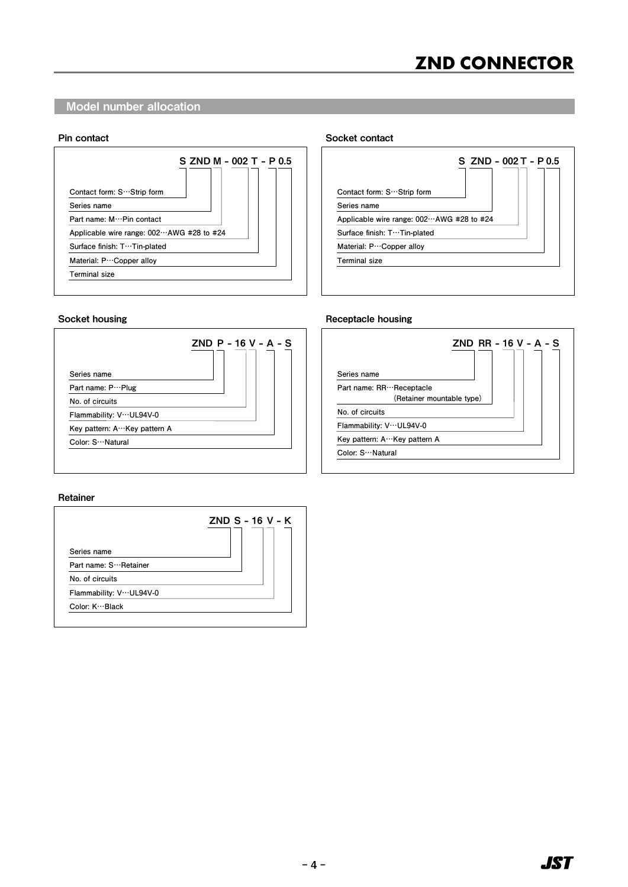## Model number allocation

### Pin contact

**S ZND M - 002 T - P 0.5**

- Contact form: S…Strip form
- Series name
- Part name: M…Pin contact
- Applicable wire range: 002…AWG #28 to #24
- Surface finish: T…Tin-plated
- Material: P…Copper alloy
- Terminal size

### Socket contact

**S ZND - 002 T - P 0.5**

- Contact form: S…Strip form
- Series name
- Applicable wire range: 002…AWG #28 to #24
- Surface finish: T…Tin-plated
- Material: P…Copper alloy
- Terminal size

### Socket housing

**ZND P - 16 V - A - S**

- Series name
- Part name: P…Plug
- No. of circuits
- Flammability: V…UL94V-0
- Key pattern: A…Key pattern A
- Color: S…Natural

### Receptacle housing

**ZND RR - 16 V - A - S**

- Series name
- Part name: RR…Receptacle (Retainer mountable type)
- No. of circuits
- Flammability: V…UL94V-0
- Key pattern: A…Key pattern A
- Color: S…Natural

### Retainer

**ZND S - 16 V - K**

- Series name
- Part name: S…Retainer
- No. of circuits
- Flammability: V…UL94V-0
- Color: K…Black